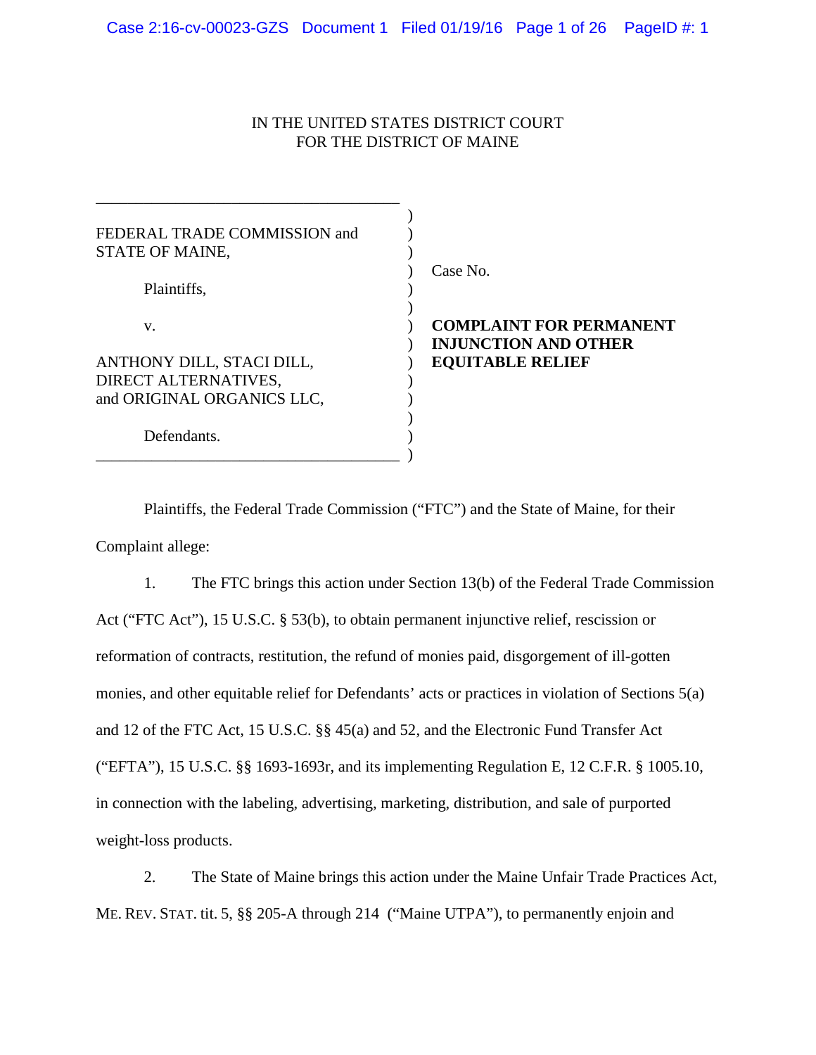IN THE UNITED STATES DISTRICT COURT
FOR THE DISTRICT OF MAINE

FEDERAL TRADE COMMISSION and STATE OF MAINE,

Plaintiffs,

v.

ANTHONY DILL, STACI DILL, DIRECT ALTERNATIVES, and ORIGINAL ORGANICS LLC,

Defendants.

Case No.

**COMPLAINT FOR PERMANENT INJUNCTION AND OTHER EQUITABLE RELIEF**

Plaintiffs, the Federal Trade Commission ("FTC") and the State of Maine, for their Complaint allege:

1. The FTC brings this action under Section 13(b) of the Federal Trade Commission Act ("FTC Act"), 15 U.S.C. § 53(b), to obtain permanent injunctive relief, rescission or reformation of contracts, restitution, the refund of monies paid, disgorgement of ill-gotten monies, and other equitable relief for Defendants' acts or practices in violation of Sections 5(a) and 12 of the FTC Act, 15 U.S.C. §§ 45(a) and 52, and the Electronic Fund Transfer Act ("EFTA"), 15 U.S.C. §§ 1693-1693r, and its implementing Regulation E, 12 C.F.R. § 1005.10, in connection with the labeling, advertising, marketing, distribution, and sale of purported weight-loss products.

2. The State of Maine brings this action under the Maine Unfair Trade Practices Act, ME. REV. STAT. tit. 5, §§ 205-A through 214 ("Maine UTPA"), to permanently enjoin and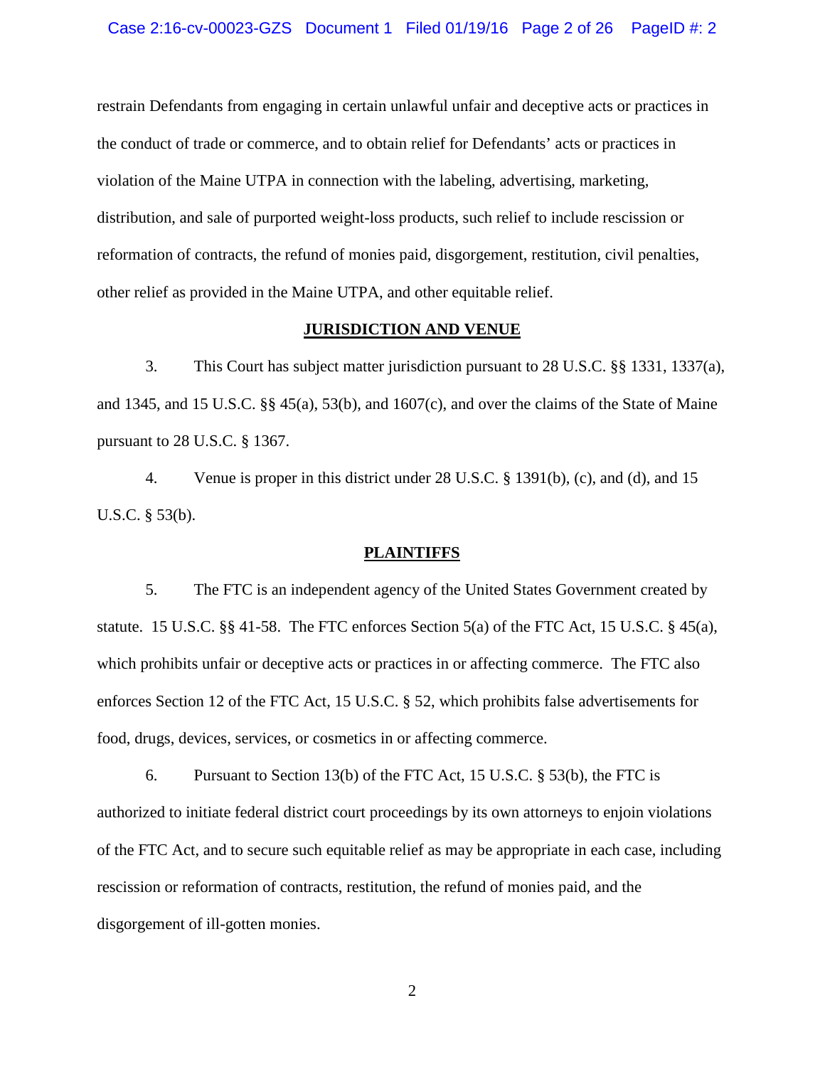restrain Defendants from engaging in certain unlawful unfair and deceptive acts or practices in the conduct of trade or commerce, and to obtain relief for Defendants' acts or practices in violation of the Maine UTPA in connection with the labeling, advertising, marketing, distribution, and sale of purported weight-loss products, such relief to include rescission or reformation of contracts, the refund of monies paid, disgorgement, restitution, civil penalties, other relief as provided in the Maine UTPA, and other equitable relief.

## JURISDICTION AND VENUE

3. This Court has subject matter jurisdiction pursuant to 28 U.S.C. §§ 1331, 1337(a), and 1345, and 15 U.S.C. §§ 45(a), 53(b), and 1607(c), and over the claims of the State of Maine pursuant to 28 U.S.C. § 1367.

4. Venue is proper in this district under 28 U.S.C. § 1391(b), (c), and (d), and 15 U.S.C. § 53(b).

## PLAINTIFFS

5. The FTC is an independent agency of the United States Government created by statute. 15 U.S.C. §§ 41-58. The FTC enforces Section 5(a) of the FTC Act, 15 U.S.C. § 45(a), which prohibits unfair or deceptive acts or practices in or affecting commerce. The FTC also enforces Section 12 of the FTC Act, 15 U.S.C. § 52, which prohibits false advertisements for food, drugs, devices, services, or cosmetics in or affecting commerce.

6. Pursuant to Section 13(b) of the FTC Act, 15 U.S.C. § 53(b), the FTC is authorized to initiate federal district court proceedings by its own attorneys to enjoin violations of the FTC Act, and to secure such equitable relief as may be appropriate in each case, including rescission or reformation of contracts, restitution, the refund of monies paid, and the disgorgement of ill-gotten monies.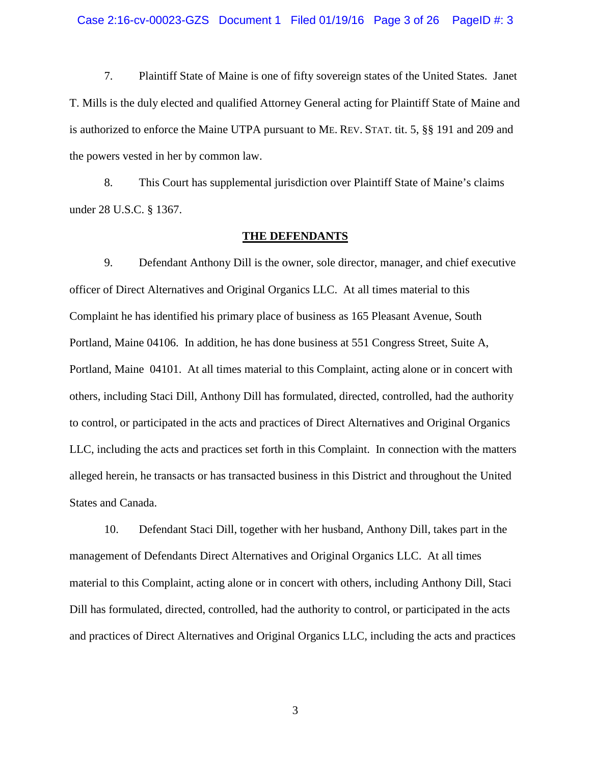7. Plaintiff State of Maine is one of fifty sovereign states of the United States. Janet T. Mills is the duly elected and qualified Attorney General acting for Plaintiff State of Maine and is authorized to enforce the Maine UTPA pursuant to ME. REV. STAT. tit. 5, §§ 191 and 209 and the powers vested in her by common law.

8. This Court has supplemental jurisdiction over Plaintiff State of Maine's claims under 28 U.S.C. § 1367.

**THE DEFENDANTS**

9. Defendant Anthony Dill is the owner, sole director, manager, and chief executive officer of Direct Alternatives and Original Organics LLC. At all times material to this Complaint he has identified his primary place of business as 165 Pleasant Avenue, South Portland, Maine 04106. In addition, he has done business at 551 Congress Street, Suite A, Portland, Maine 04101. At all times material to this Complaint, acting alone or in concert with others, including Staci Dill, Anthony Dill has formulated, directed, controlled, had the authority to control, or participated in the acts and practices of Direct Alternatives and Original Organics LLC, including the acts and practices set forth in this Complaint. In connection with the matters alleged herein, he transacts or has transacted business in this District and throughout the United States and Canada.

10. Defendant Staci Dill, together with her husband, Anthony Dill, takes part in the management of Defendants Direct Alternatives and Original Organics LLC. At all times material to this Complaint, acting alone or in concert with others, including Anthony Dill, Staci Dill has formulated, directed, controlled, had the authority to control, or participated in the acts and practices of Direct Alternatives and Original Organics LLC, including the acts and practices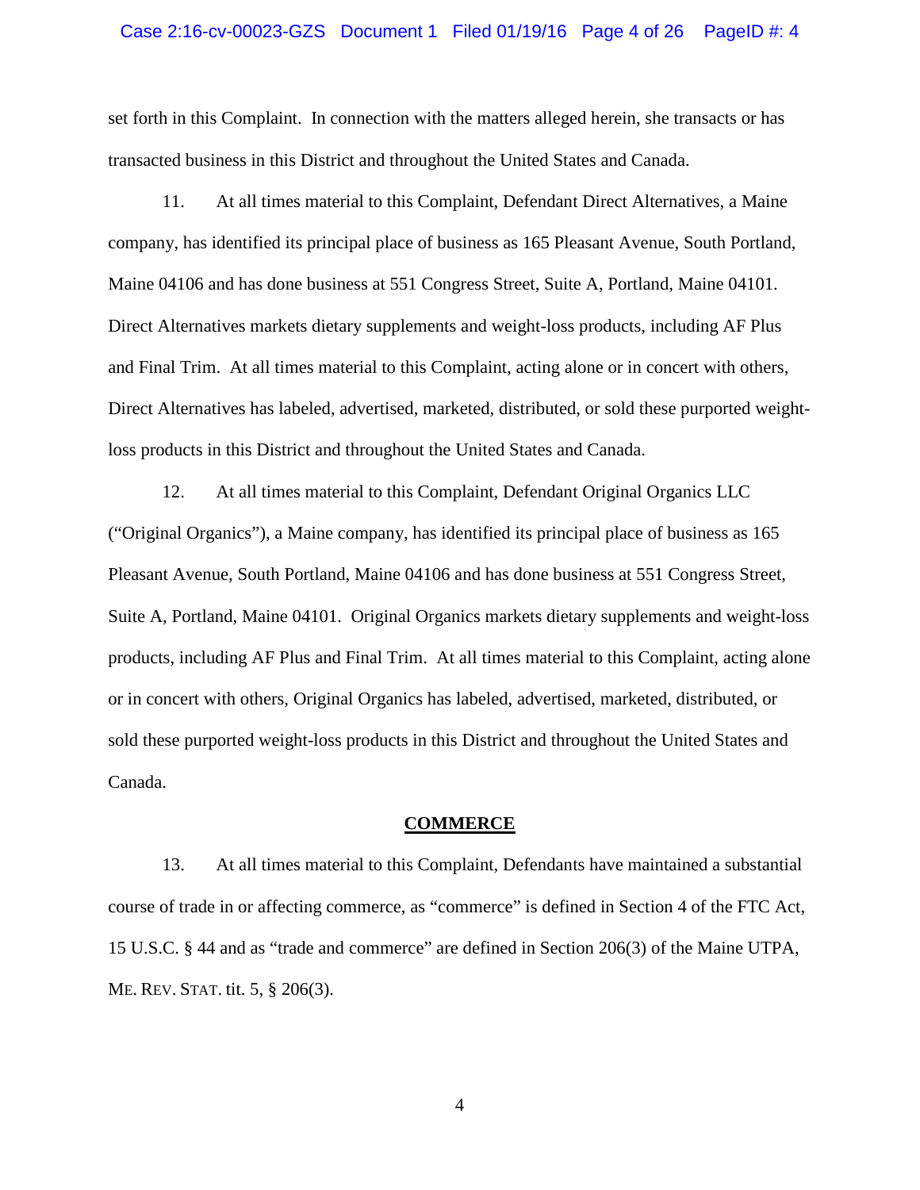set forth in this Complaint. In connection with the matters alleged herein, she transacts or has transacted business in this District and throughout the United States and Canada.

11. At all times material to this Complaint, Defendant Direct Alternatives, a Maine company, has identified its principal place of business as 165 Pleasant Avenue, South Portland, Maine 04106 and has done business at 551 Congress Street, Suite A, Portland, Maine 04101. Direct Alternatives markets dietary supplements and weight-loss products, including AF Plus and Final Trim. At all times material to this Complaint, acting alone or in concert with others, Direct Alternatives has labeled, advertised, marketed, distributed, or sold these purported weight-loss products in this District and throughout the United States and Canada.

12. At all times material to this Complaint, Defendant Original Organics LLC ("Original Organics"), a Maine company, has identified its principal place of business as 165 Pleasant Avenue, South Portland, Maine 04106 and has done business at 551 Congress Street, Suite A, Portland, Maine 04101. Original Organics markets dietary supplements and weight-loss products, including AF Plus and Final Trim. At all times material to this Complaint, acting alone or in concert with others, Original Organics has labeled, advertised, marketed, distributed, or sold these purported weight-loss products in this District and throughout the United States and Canada.

## COMMERCE

13. At all times material to this Complaint, Defendants have maintained a substantial course of trade in or affecting commerce, as "commerce" is defined in Section 4 of the FTC Act, 15 U.S.C. § 44 and as "trade and commerce" are defined in Section 206(3) of the Maine UTPA, ME. REV. STAT. tit. 5, § 206(3).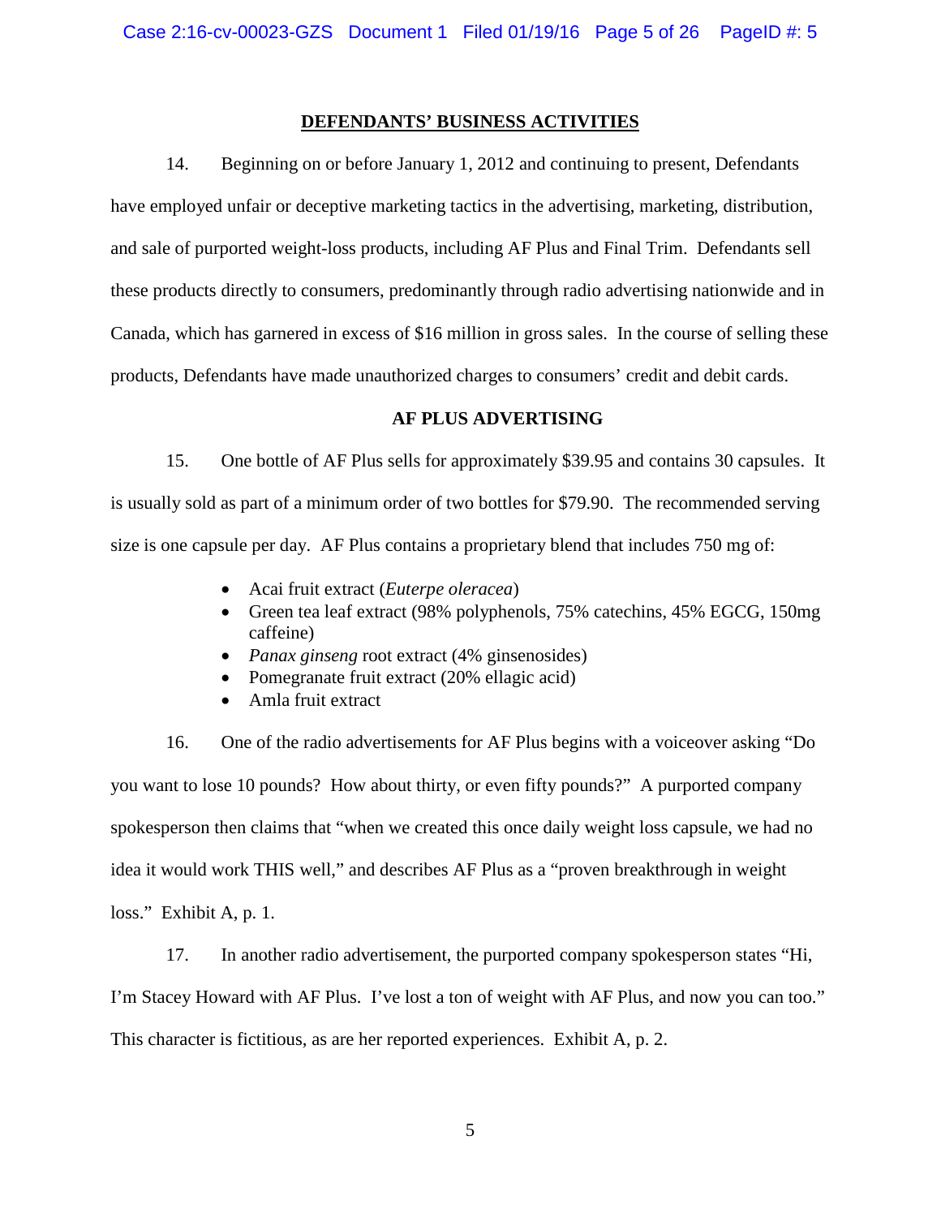## DEFENDANTS' BUSINESS ACTIVITIES

14. Beginning on or before January 1, 2012 and continuing to present, Defendants have employed unfair or deceptive marketing tactics in the advertising, marketing, distribution, and sale of purported weight-loss products, including AF Plus and Final Trim. Defendants sell these products directly to consumers, predominantly through radio advertising nationwide and in Canada, which has garnered in excess of $16 million in gross sales. In the course of selling these products, Defendants have made unauthorized charges to consumers' credit and debit cards.

### AF PLUS ADVERTISING

15. One bottle of AF Plus sells for approximately $39.95 and contains 30 capsules. It is usually sold as part of a minimum order of two bottles for $79.90. The recommended serving size is one capsule per day. AF Plus contains a proprietary blend that includes 750 mg of:

- Acai fruit extract (*Euterpe oleracea*)
- Green tea leaf extract (98% polyphenols, 75% catechins, 45% EGCG, 150mg caffeine)
- *Panax ginseng* root extract (4% ginsenosides)
- Pomegranate fruit extract (20% ellagic acid)
- Amla fruit extract

16. One of the radio advertisements for AF Plus begins with a voiceover asking "Do you want to lose 10 pounds? How about thirty, or even fifty pounds?" A purported company spokesperson then claims that "when we created this once daily weight loss capsule, we had no idea it would work THIS well," and describes AF Plus as a "proven breakthrough in weight loss." Exhibit A, p. 1.

17. In another radio advertisement, the purported company spokesperson states "Hi, I'm Stacey Howard with AF Plus. I've lost a ton of weight with AF Plus, and now you can too." This character is fictitious, as are her reported experiences. Exhibit A, p. 2.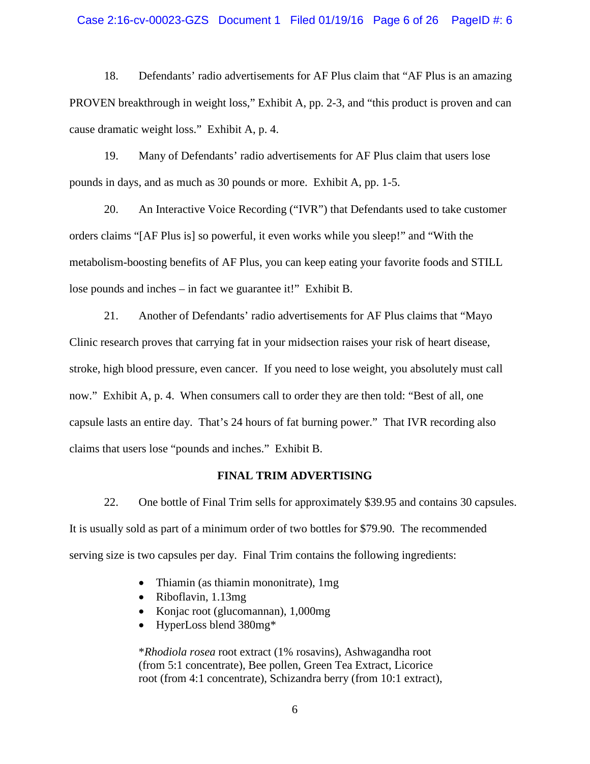18. Defendants' radio advertisements for AF Plus claim that "AF Plus is an amazing PROVEN breakthrough in weight loss," Exhibit A, pp. 2-3, and "this product is proven and can cause dramatic weight loss." Exhibit A, p. 4.

19. Many of Defendants' radio advertisements for AF Plus claim that users lose pounds in days, and as much as 30 pounds or more. Exhibit A, pp. 1-5.

20. An Interactive Voice Recording ("IVR") that Defendants used to take customer orders claims "[AF Plus is] so powerful, it even works while you sleep!" and "With the metabolism-boosting benefits of AF Plus, you can keep eating your favorite foods and STILL lose pounds and inches – in fact we guarantee it!" Exhibit B.

21. Another of Defendants' radio advertisements for AF Plus claims that "Mayo Clinic research proves that carrying fat in your midsection raises your risk of heart disease, stroke, high blood pressure, even cancer. If you need to lose weight, you absolutely must call now." Exhibit A, p. 4. When consumers call to order they are then told: "Best of all, one capsule lasts an entire day. That's 24 hours of fat burning power." That IVR recording also claims that users lose "pounds and inches." Exhibit B.

**FINAL TRIM ADVERTISING**

22. One bottle of Final Trim sells for approximately $39.95 and contains 30 capsules. It is usually sold as part of a minimum order of two bottles for $79.90. The recommended serving size is two capsules per day. Final Trim contains the following ingredients:

- Thiamin (as thiamin mononitrate), 1mg
- Riboflavin, 1.13mg
- Konjac root (glucomannan), 1,000mg
- HyperLoss blend 380mg*

*_Rhodiola rosea_ root extract (1% rosavins), Ashwagandha root (from 5:1 concentrate), Bee pollen, Green Tea Extract, Licorice root (from 4:1 concentrate), Schizandra berry (from 10:1 extract),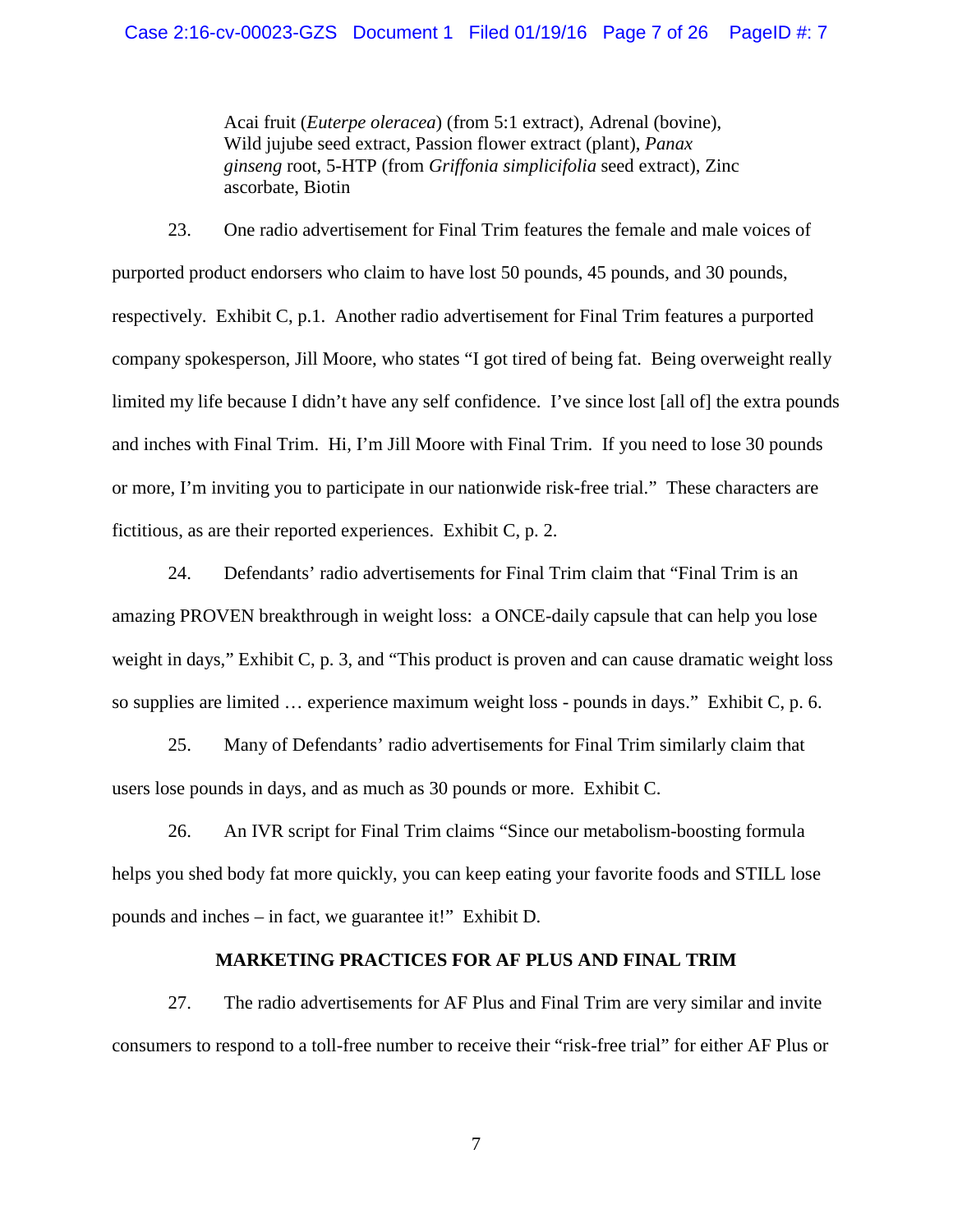> Acai fruit (*Euterpe oleracea*) (from 5:1 extract), Adrenal (bovine), Wild jujube seed extract, Passion flower extract (plant), *Panax ginseng* root, 5-HTP (from *Griffonia simplicifolia* seed extract), Zinc ascorbate, Biotin

23. One radio advertisement for Final Trim features the female and male voices of purported product endorsers who claim to have lost 50 pounds, 45 pounds, and 30 pounds, respectively. Exhibit C, p.1. Another radio advertisement for Final Trim features a purported company spokesperson, Jill Moore, who states "I got tired of being fat. Being overweight really limited my life because I didn't have any self confidence. I've since lost [all of] the extra pounds and inches with Final Trim. Hi, I'm Jill Moore with Final Trim. If you need to lose 30 pounds or more, I'm inviting you to participate in our nationwide risk-free trial." These characters are fictitious, as are their reported experiences. Exhibit C, p. 2.

24. Defendants' radio advertisements for Final Trim claim that "Final Trim is an amazing PROVEN breakthrough in weight loss: a ONCE-daily capsule that can help you lose weight in days," Exhibit C, p. 3, and "This product is proven and can cause dramatic weight loss so supplies are limited … experience maximum weight loss - pounds in days." Exhibit C, p. 6.

25. Many of Defendants' radio advertisements for Final Trim similarly claim that users lose pounds in days, and as much as 30 pounds or more. Exhibit C.

26. An IVR script for Final Trim claims "Since our metabolism-boosting formula helps you shed body fat more quickly, you can keep eating your favorite foods and STILL lose pounds and inches – in fact, we guarantee it!" Exhibit D.

## MARKETING PRACTICES FOR AF PLUS AND FINAL TRIM

27. The radio advertisements for AF Plus and Final Trim are very similar and invite consumers to respond to a toll-free number to receive their "risk-free trial" for either AF Plus or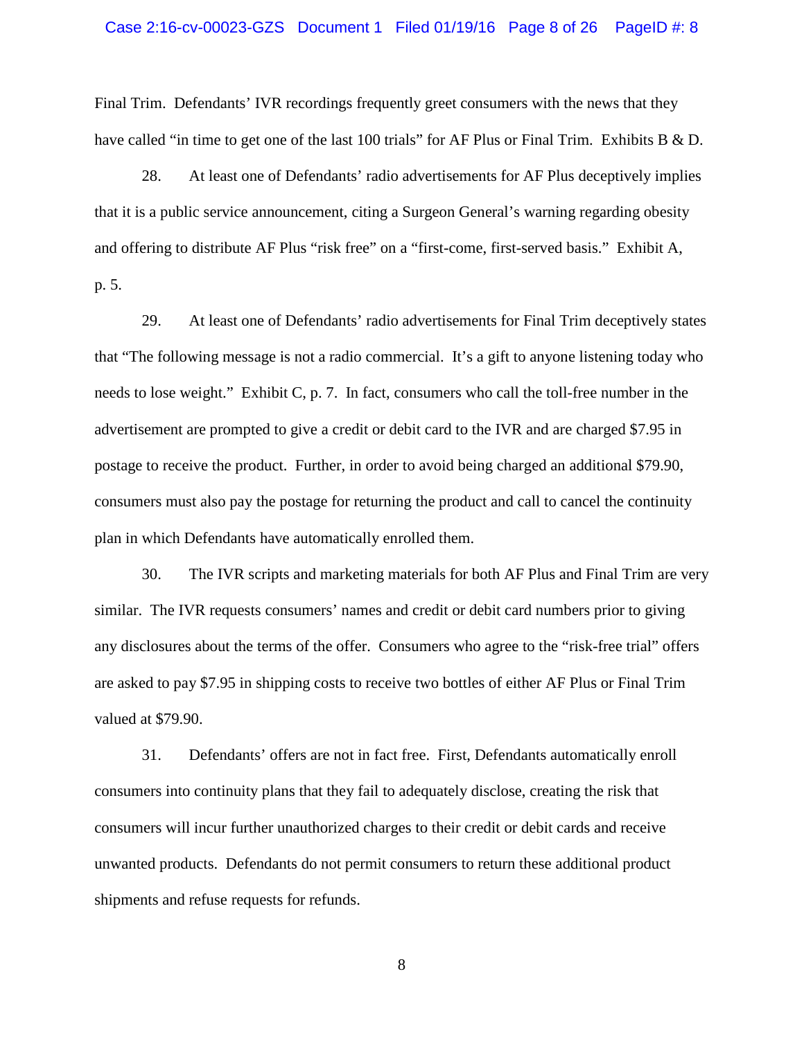Final Trim. Defendants' IVR recordings frequently greet consumers with the news that they have called "in time to get one of the last 100 trials" for AF Plus or Final Trim. Exhibits B & D.

28. At least one of Defendants' radio advertisements for AF Plus deceptively implies that it is a public service announcement, citing a Surgeon General's warning regarding obesity and offering to distribute AF Plus "risk free" on a "first-come, first-served basis." Exhibit A, p. 5.

29. At least one of Defendants' radio advertisements for Final Trim deceptively states that "The following message is not a radio commercial. It's a gift to anyone listening today who needs to lose weight." Exhibit C, p. 7. In fact, consumers who call the toll-free number in the advertisement are prompted to give a credit or debit card to the IVR and are charged \$7.95 in postage to receive the product. Further, in order to avoid being charged an additional \$79.90, consumers must also pay the postage for returning the product and call to cancel the continuity plan in which Defendants have automatically enrolled them.

30. The IVR scripts and marketing materials for both AF Plus and Final Trim are very similar. The IVR requests consumers' names and credit or debit card numbers prior to giving any disclosures about the terms of the offer. Consumers who agree to the "risk-free trial" offers are asked to pay \$7.95 in shipping costs to receive two bottles of either AF Plus or Final Trim valued at \$79.90.

31. Defendants' offers are not in fact free. First, Defendants automatically enroll consumers into continuity plans that they fail to adequately disclose, creating the risk that consumers will incur further unauthorized charges to their credit or debit cards and receive unwanted products. Defendants do not permit consumers to return these additional product shipments and refuse requests for refunds.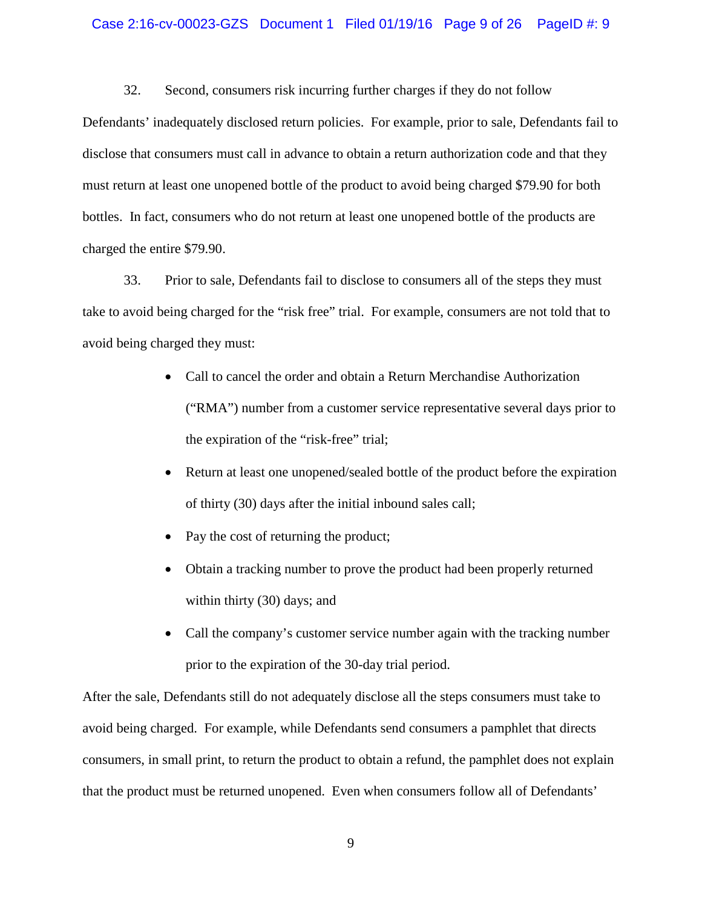32. Second, consumers risk incurring further charges if they do not follow Defendants' inadequately disclosed return policies. For example, prior to sale, Defendants fail to disclose that consumers must call in advance to obtain a return authorization code and that they must return at least one unopened bottle of the product to avoid being charged $79.90 for both bottles. In fact, consumers who do not return at least one unopened bottle of the products are charged the entire $79.90.

33. Prior to sale, Defendants fail to disclose to consumers all of the steps they must take to avoid being charged for the "risk free" trial. For example, consumers are not told that to avoid being charged they must:

- Call to cancel the order and obtain a Return Merchandise Authorization ("RMA") number from a customer service representative several days prior to the expiration of the "risk-free" trial;
- Return at least one unopened/sealed bottle of the product before the expiration of thirty (30) days after the initial inbound sales call;
- Pay the cost of returning the product;
- Obtain a tracking number to prove the product had been properly returned within thirty (30) days; and
- Call the company's customer service number again with the tracking number prior to the expiration of the 30-day trial period.

After the sale, Defendants still do not adequately disclose all the steps consumers must take to avoid being charged. For example, while Defendants send consumers a pamphlet that directs consumers, in small print, to return the product to obtain a refund, the pamphlet does not explain that the product must be returned unopened. Even when consumers follow all of Defendants'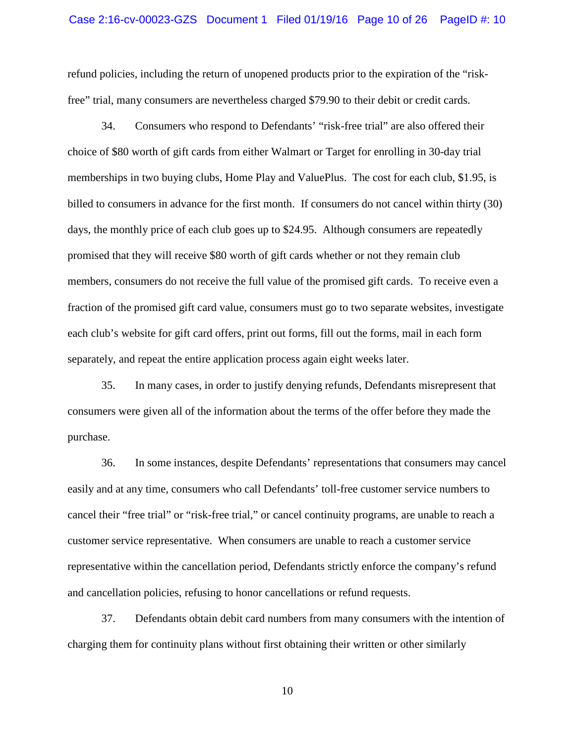refund policies, including the return of unopened products prior to the expiration of the "risk-free" trial, many consumers are nevertheless charged $79.90 to their debit or credit cards.

34. Consumers who respond to Defendants' "risk-free trial" are also offered their choice of $80 worth of gift cards from either Walmart or Target for enrolling in 30-day trial memberships in two buying clubs, Home Play and ValuePlus. The cost for each club, $1.95, is billed to consumers in advance for the first month. If consumers do not cancel within thirty (30) days, the monthly price of each club goes up to $24.95. Although consumers are repeatedly promised that they will receive $80 worth of gift cards whether or not they remain club members, consumers do not receive the full value of the promised gift cards. To receive even a fraction of the promised gift card value, consumers must go to two separate websites, investigate each club's website for gift card offers, print out forms, fill out the forms, mail in each form separately, and repeat the entire application process again eight weeks later.

35. In many cases, in order to justify denying refunds, Defendants misrepresent that consumers were given all of the information about the terms of the offer before they made the purchase.

36. In some instances, despite Defendants' representations that consumers may cancel easily and at any time, consumers who call Defendants' toll-free customer service numbers to cancel their "free trial" or "risk-free trial," or cancel continuity programs, are unable to reach a customer service representative. When consumers are unable to reach a customer service representative within the cancellation period, Defendants strictly enforce the company's refund and cancellation policies, refusing to honor cancellations or refund requests.

37. Defendants obtain debit card numbers from many consumers with the intention of charging them for continuity plans without first obtaining their written or other similarly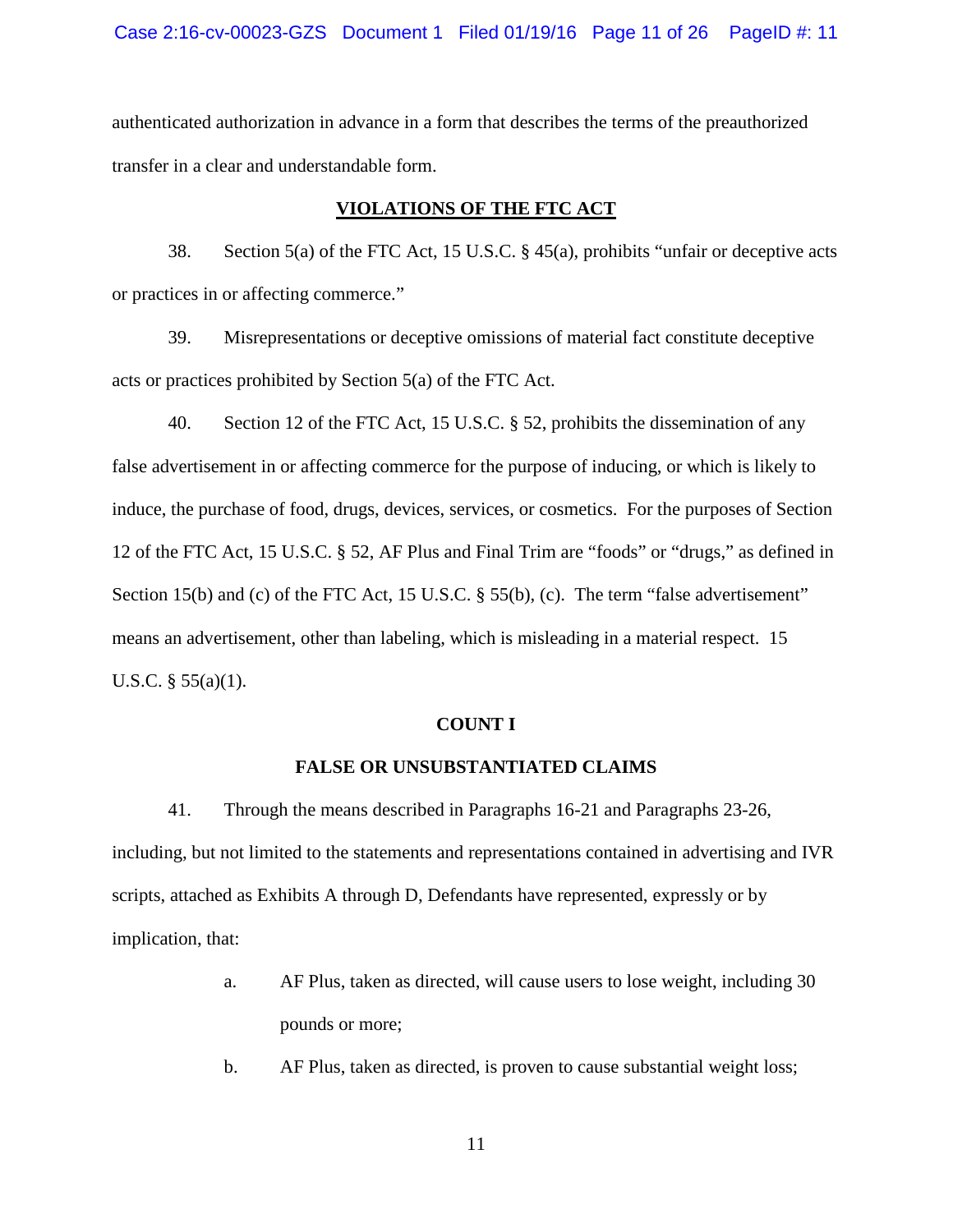authenticated authorization in advance in a form that describes the terms of the preauthorized transfer in a clear and understandable form.

## VIOLATIONS OF THE FTC ACT

38. Section 5(a) of the FTC Act, 15 U.S.C. § 45(a), prohibits "unfair or deceptive acts or practices in or affecting commerce."

39. Misrepresentations or deceptive omissions of material fact constitute deceptive acts or practices prohibited by Section 5(a) of the FTC Act.

40. Section 12 of the FTC Act, 15 U.S.C. § 52, prohibits the dissemination of any false advertisement in or affecting commerce for the purpose of inducing, or which is likely to induce, the purchase of food, drugs, devices, services, or cosmetics. For the purposes of Section 12 of the FTC Act, 15 U.S.C. § 52, AF Plus and Final Trim are "foods" or "drugs," as defined in Section 15(b) and (c) of the FTC Act, 15 U.S.C. § 55(b), (c). The term "false advertisement" means an advertisement, other than labeling, which is misleading in a material respect. 15 U.S.C. § 55(a)(1).

## COUNT I

## FALSE OR UNSUBSTANTIATED CLAIMS

41. Through the means described in Paragraphs 16-21 and Paragraphs 23-26, including, but not limited to the statements and representations contained in advertising and IVR scripts, attached as Exhibits A through D, Defendants have represented, expressly or by implication, that:

a. AF Plus, taken as directed, will cause users to lose weight, including 30 pounds or more;

b. AF Plus, taken as directed, is proven to cause substantial weight loss;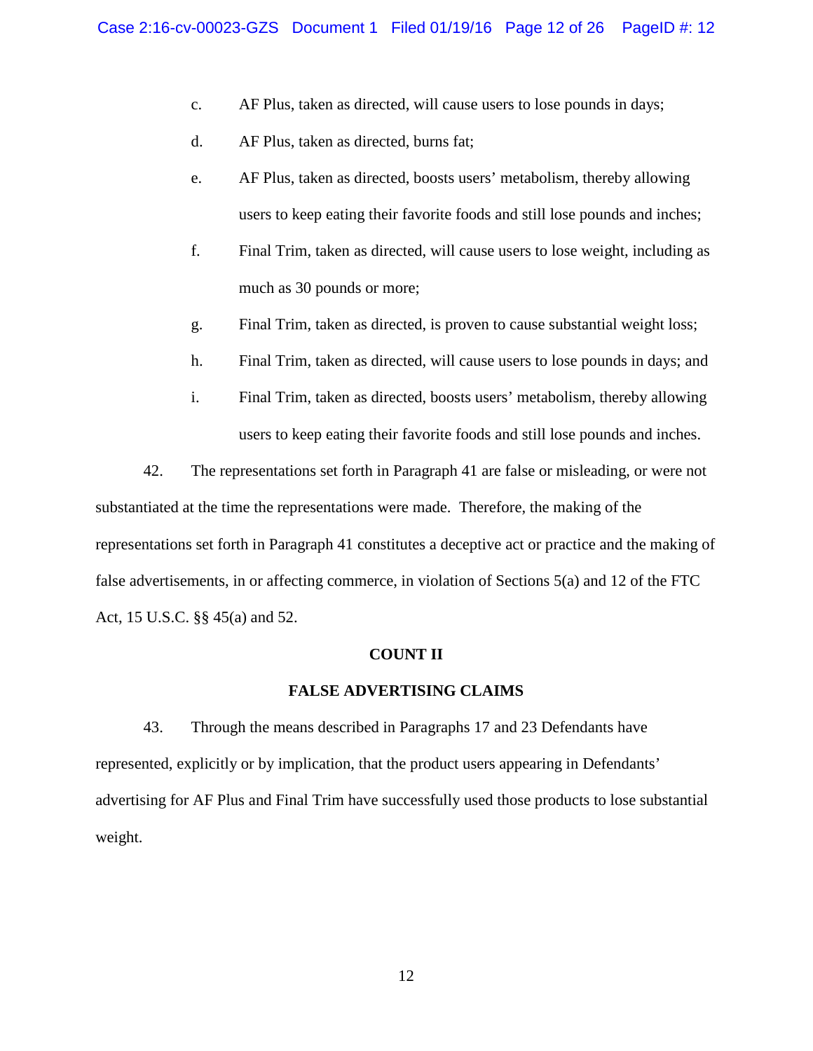c. AF Plus, taken as directed, will cause users to lose pounds in days;

d. AF Plus, taken as directed, burns fat;

e. AF Plus, taken as directed, boosts users' metabolism, thereby allowing users to keep eating their favorite foods and still lose pounds and inches;

f. Final Trim, taken as directed, will cause users to lose weight, including as much as 30 pounds or more;

g. Final Trim, taken as directed, is proven to cause substantial weight loss;

h. Final Trim, taken as directed, will cause users to lose pounds in days; and

i. Final Trim, taken as directed, boosts users' metabolism, thereby allowing users to keep eating their favorite foods and still lose pounds and inches.

42. The representations set forth in Paragraph 41 are false or misleading, or were not substantiated at the time the representations were made. Therefore, the making of the representations set forth in Paragraph 41 constitutes a deceptive act or practice and the making of false advertisements, in or affecting commerce, in violation of Sections 5(a) and 12 of the FTC Act, 15 U.S.C. §§ 45(a) and 52.

**COUNT II**

**FALSE ADVERTISING CLAIMS**

43. Through the means described in Paragraphs 17 and 23 Defendants have represented, explicitly or by implication, that the product users appearing in Defendants' advertising for AF Plus and Final Trim have successfully used those products to lose substantial weight.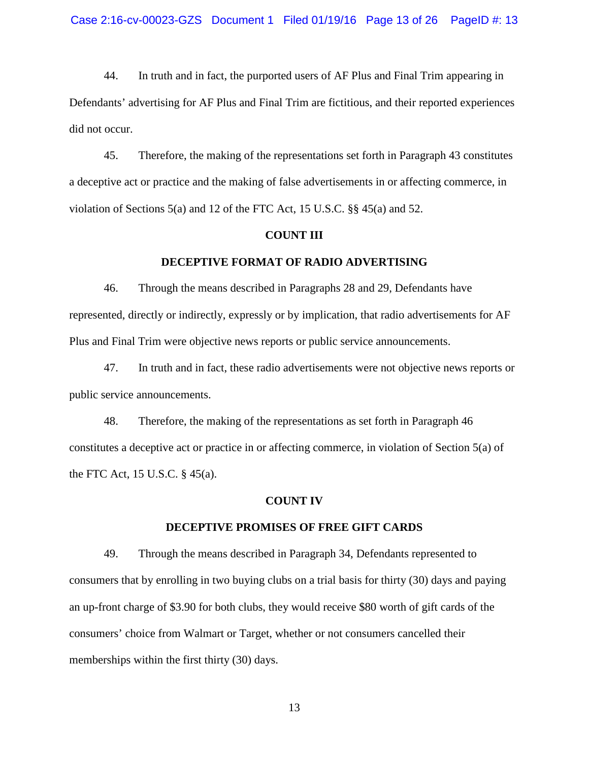44. In truth and in fact, the purported users of AF Plus and Final Trim appearing in Defendants' advertising for AF Plus and Final Trim are fictitious, and their reported experiences did not occur.

45. Therefore, the making of the representations set forth in Paragraph 43 constitutes a deceptive act or practice and the making of false advertisements in or affecting commerce, in violation of Sections 5(a) and 12 of the FTC Act, 15 U.S.C. §§ 45(a) and 52.

**COUNT III**

**DECEPTIVE FORMAT OF RADIO ADVERTISING**

46. Through the means described in Paragraphs 28 and 29, Defendants have represented, directly or indirectly, expressly or by implication, that radio advertisements for AF Plus and Final Trim were objective news reports or public service announcements.

47. In truth and in fact, these radio advertisements were not objective news reports or public service announcements.

48. Therefore, the making of the representations as set forth in Paragraph 46 constitutes a deceptive act or practice in or affecting commerce, in violation of Section 5(a) of the FTC Act, 15 U.S.C. § 45(a).

**COUNT IV**

**DECEPTIVE PROMISES OF FREE GIFT CARDS**

49. Through the means described in Paragraph 34, Defendants represented to consumers that by enrolling in two buying clubs on a trial basis for thirty (30) days and paying an up-front charge of $3.90 for both clubs, they would receive $80 worth of gift cards of the consumers' choice from Walmart or Target, whether or not consumers cancelled their memberships within the first thirty (30) days.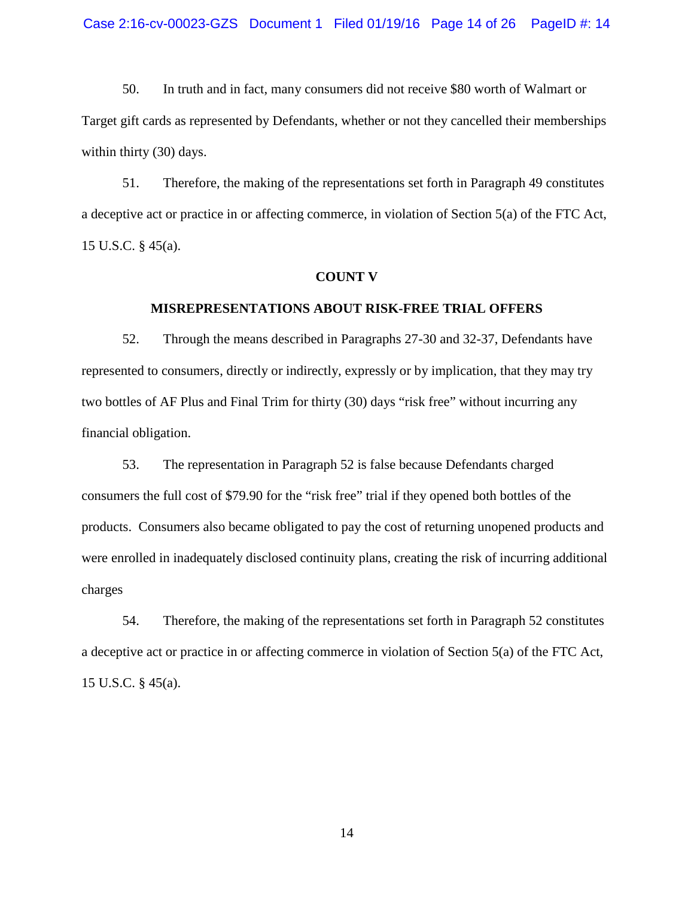50. In truth and in fact, many consumers did not receive $80 worth of Walmart or Target gift cards as represented by Defendants, whether or not they cancelled their memberships within thirty (30) days.

51. Therefore, the making of the representations set forth in Paragraph 49 constitutes a deceptive act or practice in or affecting commerce, in violation of Section 5(a) of the FTC Act, 15 U.S.C. § 45(a).

**COUNT V**

**MISREPRESENTATIONS ABOUT RISK-FREE TRIAL OFFERS**

52. Through the means described in Paragraphs 27-30 and 32-37, Defendants have represented to consumers, directly or indirectly, expressly or by implication, that they may try two bottles of AF Plus and Final Trim for thirty (30) days "risk free" without incurring any financial obligation.

53. The representation in Paragraph 52 is false because Defendants charged consumers the full cost of $79.90 for the "risk free" trial if they opened both bottles of the products. Consumers also became obligated to pay the cost of returning unopened products and were enrolled in inadequately disclosed continuity plans, creating the risk of incurring additional charges

54. Therefore, the making of the representations set forth in Paragraph 52 constitutes a deceptive act or practice in or affecting commerce in violation of Section 5(a) of the FTC Act, 15 U.S.C. § 45(a).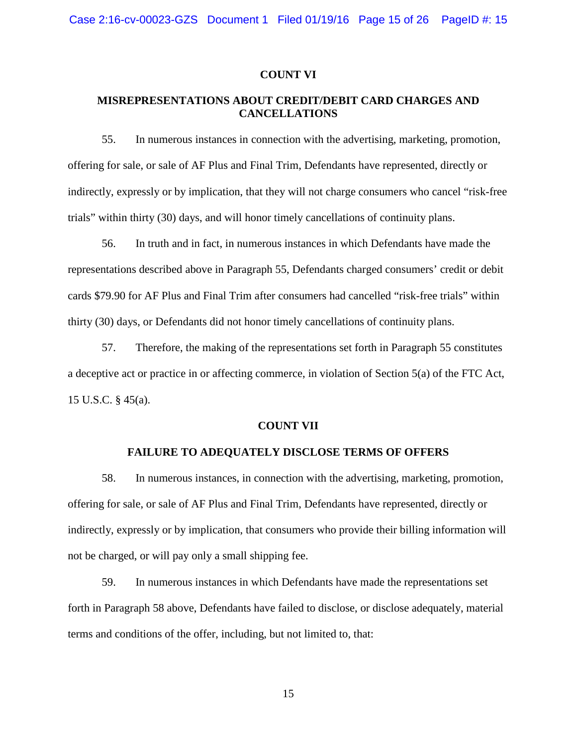## COUNT VI

## MISREPRESENTATIONS ABOUT CREDIT/DEBIT CARD CHARGES AND CANCELLATIONS

55. In numerous instances in connection with the advertising, marketing, promotion, offering for sale, or sale of AF Plus and Final Trim, Defendants have represented, directly or indirectly, expressly or by implication, that they will not charge consumers who cancel "risk-free trials" within thirty (30) days, and will honor timely cancellations of continuity plans.

56. In truth and in fact, in numerous instances in which Defendants have made the representations described above in Paragraph 55, Defendants charged consumers' credit or debit cards $79.90 for AF Plus and Final Trim after consumers had cancelled "risk-free trials" within thirty (30) days, or Defendants did not honor timely cancellations of continuity plans.

57. Therefore, the making of the representations set forth in Paragraph 55 constitutes a deceptive act or practice in or affecting commerce, in violation of Section 5(a) of the FTC Act, 15 U.S.C. § 45(a).

## COUNT VII

## FAILURE TO ADEQUATELY DISCLOSE TERMS OF OFFERS

58. In numerous instances, in connection with the advertising, marketing, promotion, offering for sale, or sale of AF Plus and Final Trim, Defendants have represented, directly or indirectly, expressly or by implication, that consumers who provide their billing information will not be charged, or will pay only a small shipping fee.

59. In numerous instances in which Defendants have made the representations set forth in Paragraph 58 above, Defendants have failed to disclose, or disclose adequately, material terms and conditions of the offer, including, but not limited to, that: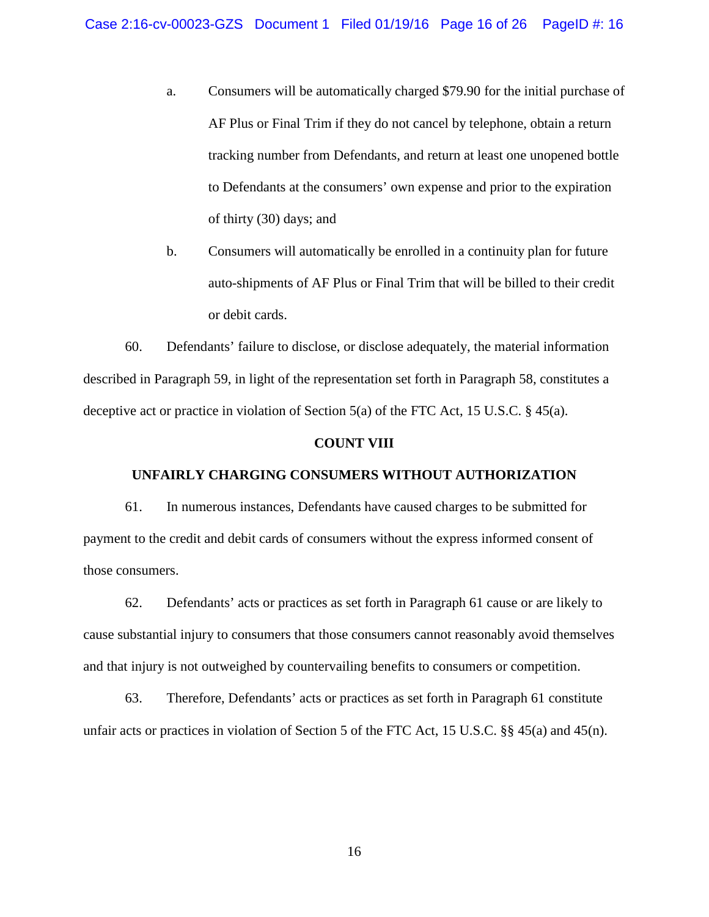a. Consumers will be automatically charged $79.90 for the initial purchase of AF Plus or Final Trim if they do not cancel by telephone, obtain a return tracking number from Defendants, and return at least one unopened bottle to Defendants at the consumers' own expense and prior to the expiration of thirty (30) days; and

b. Consumers will automatically be enrolled in a continuity plan for future auto-shipments of AF Plus or Final Trim that will be billed to their credit or debit cards.

60. Defendants' failure to disclose, or disclose adequately, the material information described in Paragraph 59, in light of the representation set forth in Paragraph 58, constitutes a deceptive act or practice in violation of Section 5(a) of the FTC Act, 15 U.S.C. § 45(a).

**COUNT VIII**

**UNFAIRLY CHARGING CONSUMERS WITHOUT AUTHORIZATION**

61. In numerous instances, Defendants have caused charges to be submitted for payment to the credit and debit cards of consumers without the express informed consent of those consumers.

62. Defendants' acts or practices as set forth in Paragraph 61 cause or are likely to cause substantial injury to consumers that those consumers cannot reasonably avoid themselves and that injury is not outweighed by countervailing benefits to consumers or competition.

63. Therefore, Defendants' acts or practices as set forth in Paragraph 61 constitute unfair acts or practices in violation of Section 5 of the FTC Act, 15 U.S.C. §§ 45(a) and 45(n).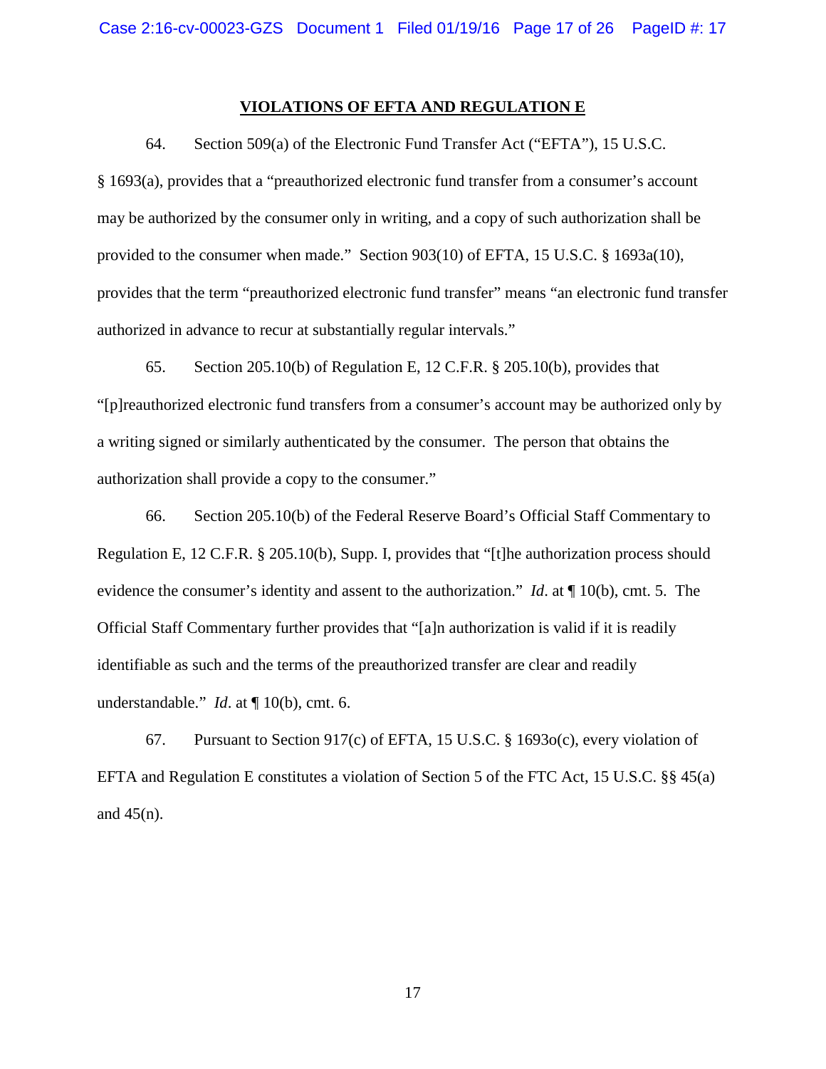## VIOLATIONS OF EFTA AND REGULATION E

64. Section 509(a) of the Electronic Fund Transfer Act ("EFTA"), 15 U.S.C. § 1693(a), provides that a "preauthorized electronic fund transfer from a consumer's account may be authorized by the consumer only in writing, and a copy of such authorization shall be provided to the consumer when made." Section 903(10) of EFTA, 15 U.S.C. § 1693a(10), provides that the term "preauthorized electronic fund transfer" means "an electronic fund transfer authorized in advance to recur at substantially regular intervals."

65. Section 205.10(b) of Regulation E, 12 C.F.R. § 205.10(b), provides that "[p]reauthorized electronic fund transfers from a consumer's account may be authorized only by a writing signed or similarly authenticated by the consumer. The person that obtains the authorization shall provide a copy to the consumer."

66. Section 205.10(b) of the Federal Reserve Board's Official Staff Commentary to Regulation E, 12 C.F.R. § 205.10(b), Supp. I, provides that "[t]he authorization process should evidence the consumer's identity and assent to the authorization." *Id*. at ¶ 10(b), cmt. 5. The Official Staff Commentary further provides that "[a]n authorization is valid if it is readily identifiable as such and the terms of the preauthorized transfer are clear and readily understandable." *Id*. at ¶ 10(b), cmt. 6.

67. Pursuant to Section 917(c) of EFTA, 15 U.S.C. § 1693o(c), every violation of EFTA and Regulation E constitutes a violation of Section 5 of the FTC Act, 15 U.S.C. §§ 45(a) and 45(n).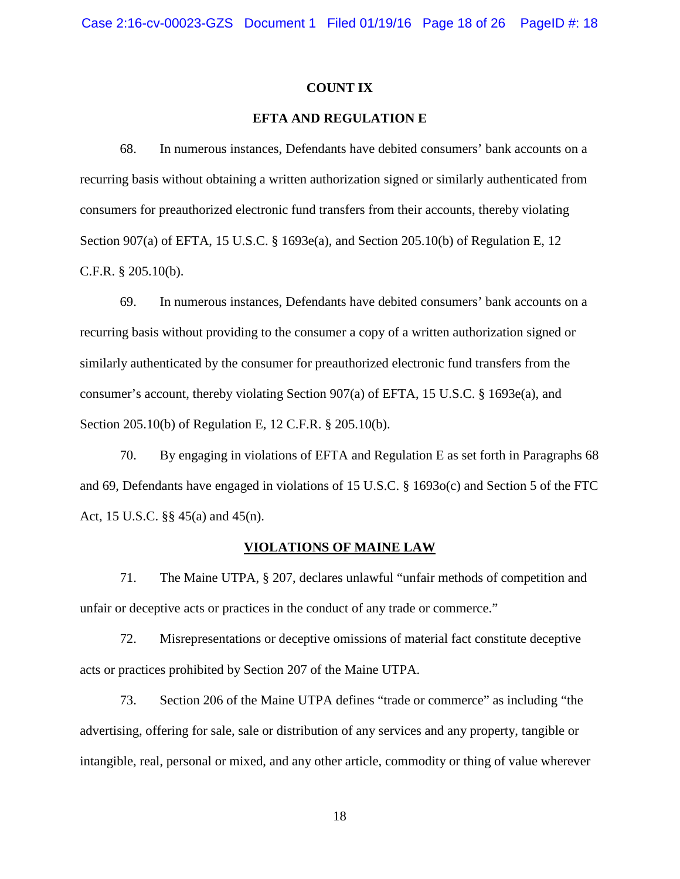**COUNT IX**

**EFTA AND REGULATION E**

68. In numerous instances, Defendants have debited consumers' bank accounts on a recurring basis without obtaining a written authorization signed or similarly authenticated from consumers for preauthorized electronic fund transfers from their accounts, thereby violating Section 907(a) of EFTA, 15 U.S.C. § 1693e(a), and Section 205.10(b) of Regulation E, 12 C.F.R. § 205.10(b).

69. In numerous instances, Defendants have debited consumers' bank accounts on a recurring basis without providing to the consumer a copy of a written authorization signed or similarly authenticated by the consumer for preauthorized electronic fund transfers from the consumer's account, thereby violating Section 907(a) of EFTA, 15 U.S.C. § 1693e(a), and Section 205.10(b) of Regulation E, 12 C.F.R. § 205.10(b).

70. By engaging in violations of EFTA and Regulation E as set forth in Paragraphs 68 and 69, Defendants have engaged in violations of 15 U.S.C. § 1693o(c) and Section 5 of the FTC Act, 15 U.S.C. §§ 45(a) and 45(n).

**VIOLATIONS OF MAINE LAW**

71. The Maine UTPA, § 207, declares unlawful "unfair methods of competition and unfair or deceptive acts or practices in the conduct of any trade or commerce."

72. Misrepresentations or deceptive omissions of material fact constitute deceptive acts or practices prohibited by Section 207 of the Maine UTPA.

73. Section 206 of the Maine UTPA defines "trade or commerce" as including "the advertising, offering for sale, sale or distribution of any services and any property, tangible or intangible, real, personal or mixed, and any other article, commodity or thing of value wherever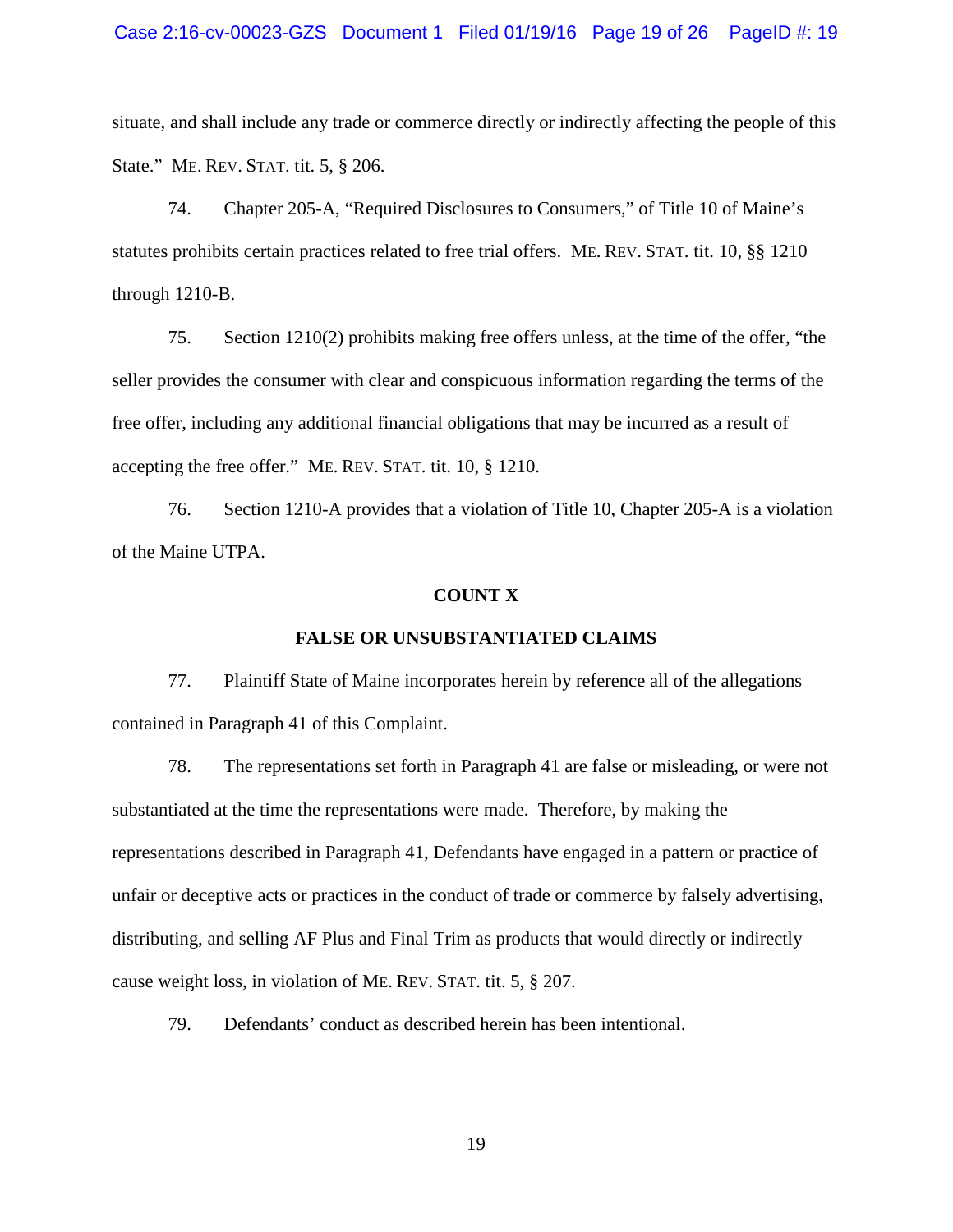situate, and shall include any trade or commerce directly or indirectly affecting the people of this State." ME. REV. STAT. tit. 5, § 206.

74. Chapter 205-A, "Required Disclosures to Consumers," of Title 10 of Maine's statutes prohibits certain practices related to free trial offers. ME. REV. STAT. tit. 10, §§ 1210 through 1210-B.

75. Section 1210(2) prohibits making free offers unless, at the time of the offer, "the seller provides the consumer with clear and conspicuous information regarding the terms of the free offer, including any additional financial obligations that may be incurred as a result of accepting the free offer." ME. REV. STAT. tit. 10, § 1210.

76. Section 1210-A provides that a violation of Title 10, Chapter 205-A is a violation of the Maine UTPA.

**COUNT X**

**FALSE OR UNSUBSTANTIATED CLAIMS**

77. Plaintiff State of Maine incorporates herein by reference all of the allegations contained in Paragraph 41 of this Complaint.

78. The representations set forth in Paragraph 41 are false or misleading, or were not substantiated at the time the representations were made. Therefore, by making the representations described in Paragraph 41, Defendants have engaged in a pattern or practice of unfair or deceptive acts or practices in the conduct of trade or commerce by falsely advertising, distributing, and selling AF Plus and Final Trim as products that would directly or indirectly cause weight loss, in violation of ME. REV. STAT. tit. 5, § 207.

79. Defendants' conduct as described herein has been intentional.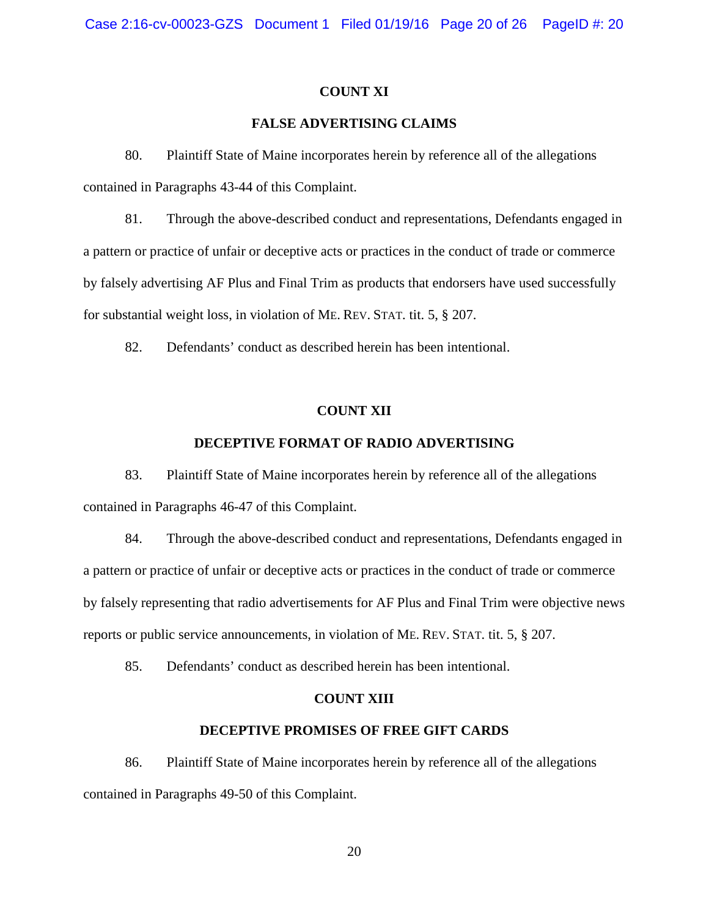**COUNT XI**

**FALSE ADVERTISING CLAIMS**

80. Plaintiff State of Maine incorporates herein by reference all of the allegations contained in Paragraphs 43-44 of this Complaint.

81. Through the above-described conduct and representations, Defendants engaged in a pattern or practice of unfair or deceptive acts or practices in the conduct of trade or commerce by falsely advertising AF Plus and Final Trim as products that endorsers have used successfully for substantial weight loss, in violation of ME. REV. STAT. tit. 5, § 207.

82. Defendants' conduct as described herein has been intentional.

**COUNT XII**

**DECEPTIVE FORMAT OF RADIO ADVERTISING**

83. Plaintiff State of Maine incorporates herein by reference all of the allegations contained in Paragraphs 46-47 of this Complaint.

84. Through the above-described conduct and representations, Defendants engaged in a pattern or practice of unfair or deceptive acts or practices in the conduct of trade or commerce by falsely representing that radio advertisements for AF Plus and Final Trim were objective news reports or public service announcements, in violation of ME. REV. STAT. tit. 5, § 207.

85. Defendants' conduct as described herein has been intentional.

**COUNT XIII**

**DECEPTIVE PROMISES OF FREE GIFT CARDS**

86. Plaintiff State of Maine incorporates herein by reference all of the allegations contained in Paragraphs 49-50 of this Complaint.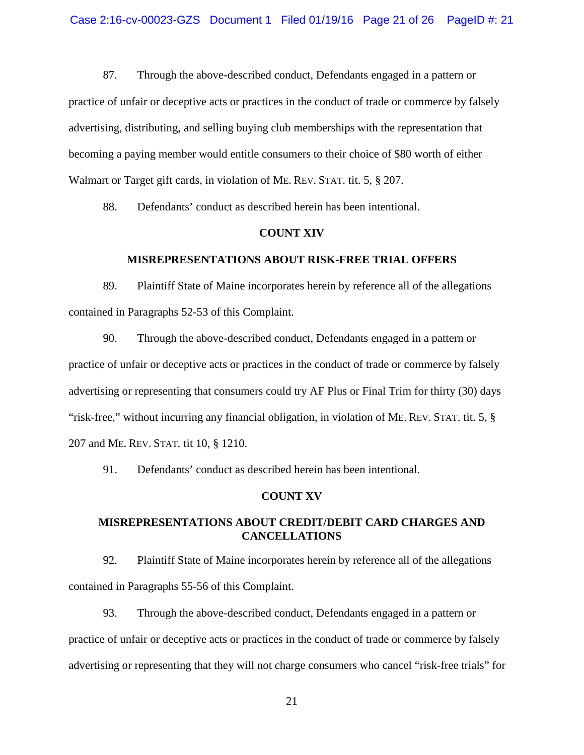87. Through the above-described conduct, Defendants engaged in a pattern or practice of unfair or deceptive acts or practices in the conduct of trade or commerce by falsely advertising, distributing, and selling buying club memberships with the representation that becoming a paying member would entitle consumers to their choice of $80 worth of either Walmart or Target gift cards, in violation of ME. REV. STAT. tit. 5, § 207.

88. Defendants' conduct as described herein has been intentional.

**COUNT XIV**

**MISREPRESENTATIONS ABOUT RISK-FREE TRIAL OFFERS**

89. Plaintiff State of Maine incorporates herein by reference all of the allegations contained in Paragraphs 52-53 of this Complaint.

90. Through the above-described conduct, Defendants engaged in a pattern or practice of unfair or deceptive acts or practices in the conduct of trade or commerce by falsely advertising or representing that consumers could try AF Plus or Final Trim for thirty (30) days "risk-free," without incurring any financial obligation, in violation of ME. REV. STAT. tit. 5, § 207 and ME. REV. STAT. tit 10, § 1210.

91. Defendants' conduct as described herein has been intentional.

**COUNT XV**

**MISREPRESENTATIONS ABOUT CREDIT/DEBIT CARD CHARGES AND CANCELLATIONS**

92. Plaintiff State of Maine incorporates herein by reference all of the allegations contained in Paragraphs 55-56 of this Complaint.

93. Through the above-described conduct, Defendants engaged in a pattern or practice of unfair or deceptive acts or practices in the conduct of trade or commerce by falsely advertising or representing that they will not charge consumers who cancel "risk-free trials" for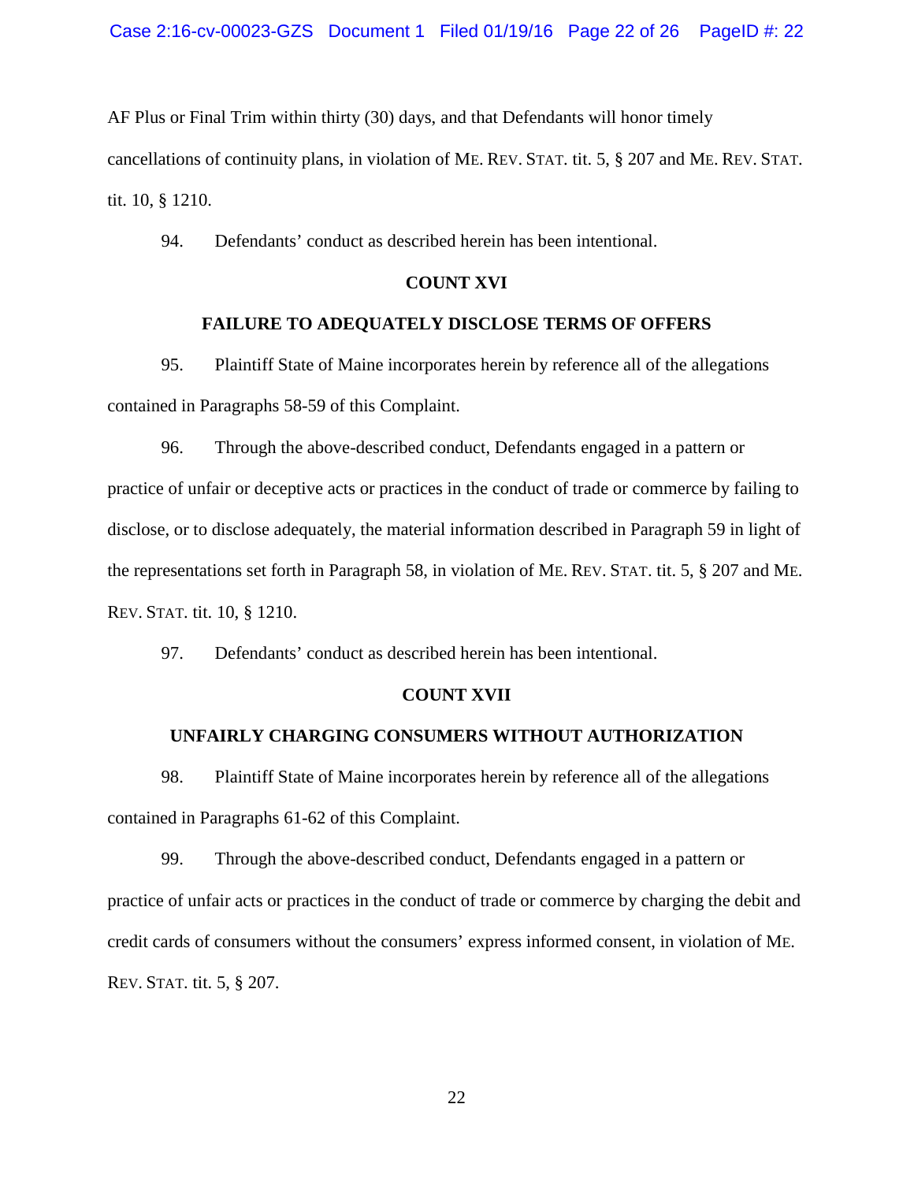AF Plus or Final Trim within thirty (30) days, and that Defendants will honor timely cancellations of continuity plans, in violation of ME. REV. STAT. tit. 5, § 207 and ME. REV. STAT. tit. 10, § 1210.

94. Defendants' conduct as described herein has been intentional.

**COUNT XVI**

**FAILURE TO ADEQUATELY DISCLOSE TERMS OF OFFERS**

95. Plaintiff State of Maine incorporates herein by reference all of the allegations contained in Paragraphs 58-59 of this Complaint.

96. Through the above-described conduct, Defendants engaged in a pattern or practice of unfair or deceptive acts or practices in the conduct of trade or commerce by failing to disclose, or to disclose adequately, the material information described in Paragraph 59 in light of the representations set forth in Paragraph 58, in violation of ME. REV. STAT. tit. 5, § 207 and ME. REV. STAT. tit. 10, § 1210.

97. Defendants' conduct as described herein has been intentional.

**COUNT XVII**

**UNFAIRLY CHARGING CONSUMERS WITHOUT AUTHORIZATION**

98. Plaintiff State of Maine incorporates herein by reference all of the allegations contained in Paragraphs 61-62 of this Complaint.

99. Through the above-described conduct, Defendants engaged in a pattern or practice of unfair acts or practices in the conduct of trade or commerce by charging the debit and credit cards of consumers without the consumers' express informed consent, in violation of ME. REV. STAT. tit. 5, § 207.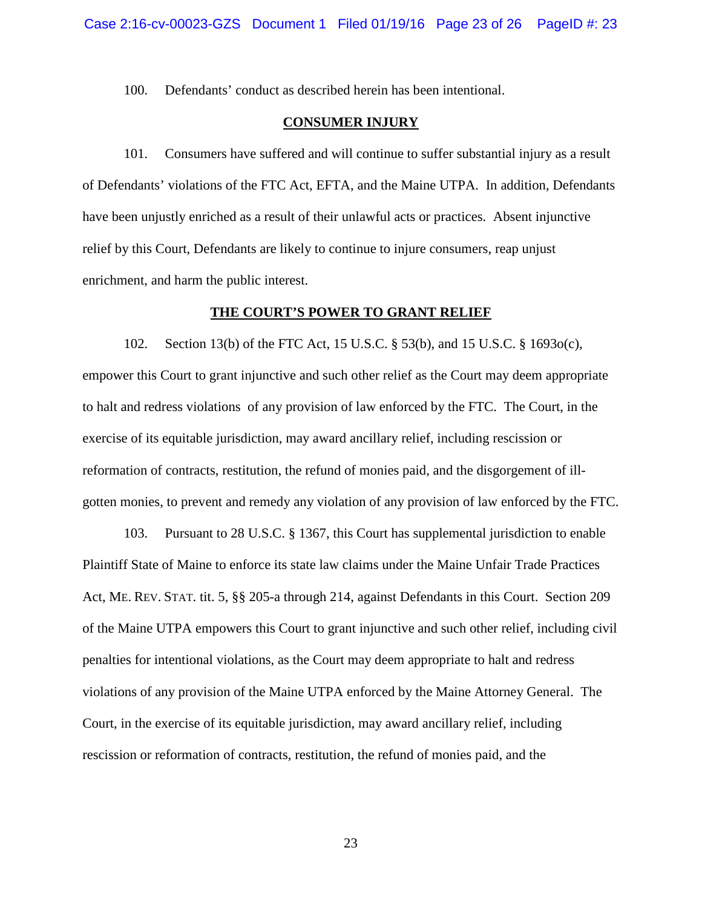100. Defendants' conduct as described herein has been intentional.

## CONSUMER INJURY

101. Consumers have suffered and will continue to suffer substantial injury as a result of Defendants' violations of the FTC Act, EFTA, and the Maine UTPA. In addition, Defendants have been unjustly enriched as a result of their unlawful acts or practices. Absent injunctive relief by this Court, Defendants are likely to continue to injure consumers, reap unjust enrichment, and harm the public interest.

## THE COURT'S POWER TO GRANT RELIEF

102. Section 13(b) of the FTC Act, 15 U.S.C. § 53(b), and 15 U.S.C. § 1693o(c), empower this Court to grant injunctive and such other relief as the Court may deem appropriate to halt and redress violations of any provision of law enforced by the FTC. The Court, in the exercise of its equitable jurisdiction, may award ancillary relief, including rescission or reformation of contracts, restitution, the refund of monies paid, and the disgorgement of ill-gotten monies, to prevent and remedy any violation of any provision of law enforced by the FTC.

103. Pursuant to 28 U.S.C. § 1367, this Court has supplemental jurisdiction to enable Plaintiff State of Maine to enforce its state law claims under the Maine Unfair Trade Practices Act, ME. REV. STAT. tit. 5, §§ 205-a through 214, against Defendants in this Court. Section 209 of the Maine UTPA empowers this Court to grant injunctive and such other relief, including civil penalties for intentional violations, as the Court may deem appropriate to halt and redress violations of any provision of the Maine UTPA enforced by the Maine Attorney General. The Court, in the exercise of its equitable jurisdiction, may award ancillary relief, including rescission or reformation of contracts, restitution, the refund of monies paid, and the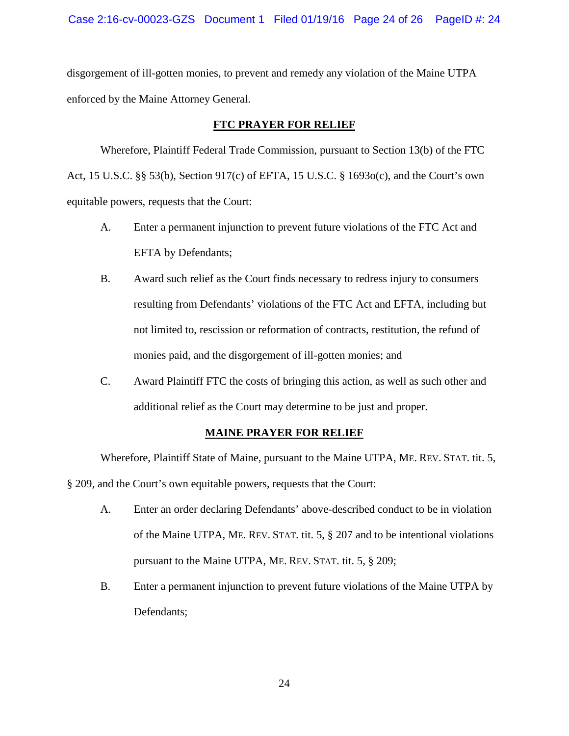disgorgement of ill-gotten monies, to prevent and remedy any violation of the Maine UTPA enforced by the Maine Attorney General.

## FTC PRAYER FOR RELIEF

Wherefore, Plaintiff Federal Trade Commission, pursuant to Section 13(b) of the FTC Act, 15 U.S.C. §§ 53(b), Section 917(c) of EFTA, 15 U.S.C. § 1693o(c), and the Court's own equitable powers, requests that the Court:

A. Enter a permanent injunction to prevent future violations of the FTC Act and EFTA by Defendants;

B. Award such relief as the Court finds necessary to redress injury to consumers resulting from Defendants' violations of the FTC Act and EFTA, including but not limited to, rescission or reformation of contracts, restitution, the refund of monies paid, and the disgorgement of ill-gotten monies; and

C. Award Plaintiff FTC the costs of bringing this action, as well as such other and additional relief as the Court may determine to be just and proper.

## MAINE PRAYER FOR RELIEF

Wherefore, Plaintiff State of Maine, pursuant to the Maine UTPA, ME. REV. STAT. tit. 5, § 209, and the Court's own equitable powers, requests that the Court:

A. Enter an order declaring Defendants' above-described conduct to be in violation of the Maine UTPA, ME. REV. STAT. tit. 5, § 207 and to be intentional violations pursuant to the Maine UTPA, ME. REV. STAT. tit. 5, § 209;

B. Enter a permanent injunction to prevent future violations of the Maine UTPA by Defendants;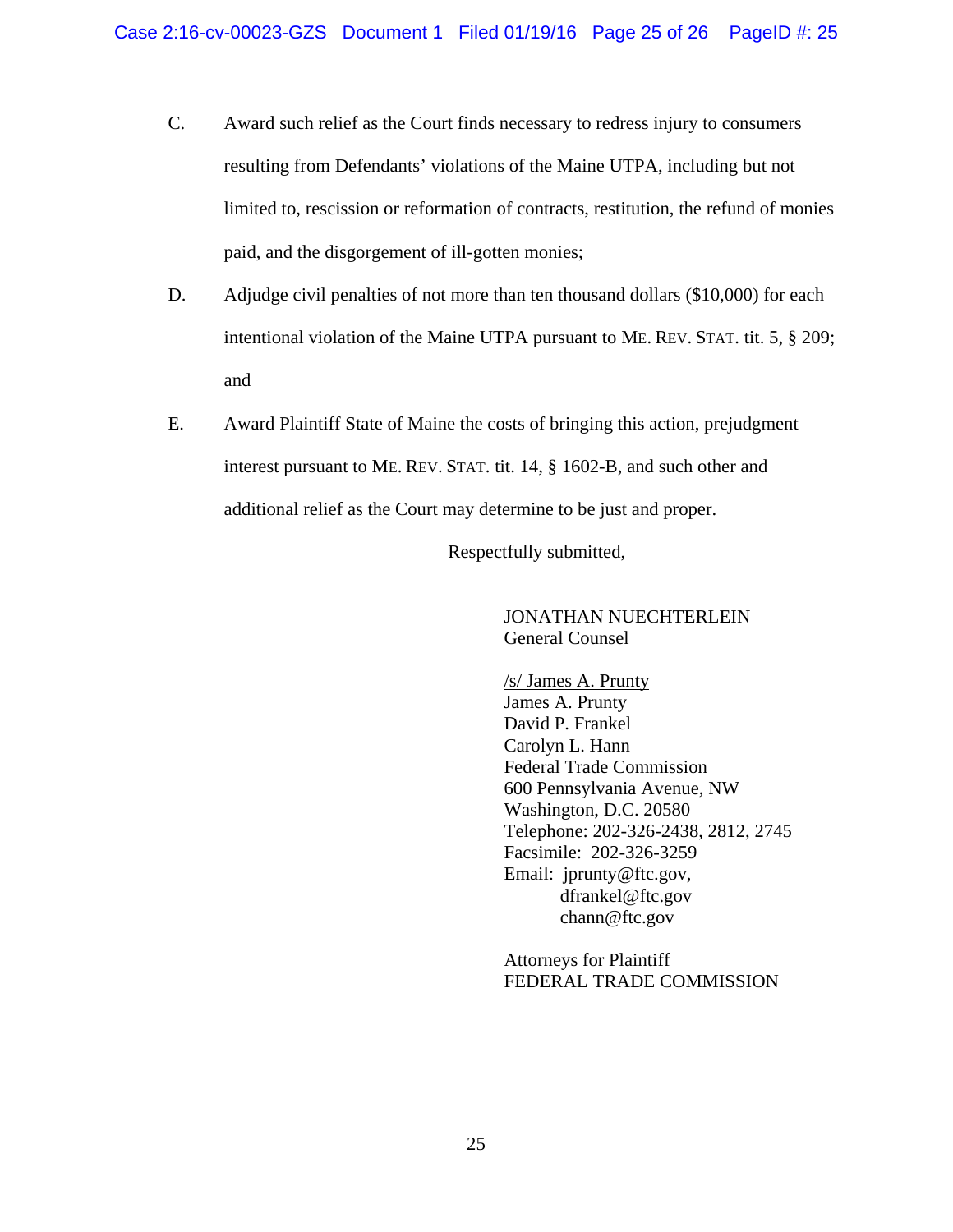C. Award such relief as the Court finds necessary to redress injury to consumers resulting from Defendants' violations of the Maine UTPA, including but not limited to, rescission or reformation of contracts, restitution, the refund of monies paid, and the disgorgement of ill-gotten monies;

D. Adjudge civil penalties of not more than ten thousand dollars ($10,000) for each intentional violation of the Maine UTPA pursuant to ME. REV. STAT. tit. 5, § 209; and

E. Award Plaintiff State of Maine the costs of bringing this action, prejudgment interest pursuant to ME. REV. STAT. tit. 14, § 1602-B, and such other and additional relief as the Court may determine to be just and proper.

Respectfully submitted,

JONATHAN NUECHTERLEIN
General Counsel

/s/ James A. Prunty
James A. Prunty
David P. Frankel
Carolyn L. Hann
Federal Trade Commission
600 Pennsylvania Avenue, NW
Washington, D.C. 20580
Telephone: 202-326-2438, 2812, 2745
Facsimile: 202-326-3259
Email: jprunty@ftc.gov,
dfrankel@ftc.gov
chann@ftc.gov

Attorneys for Plaintiff
FEDERAL TRADE COMMISSION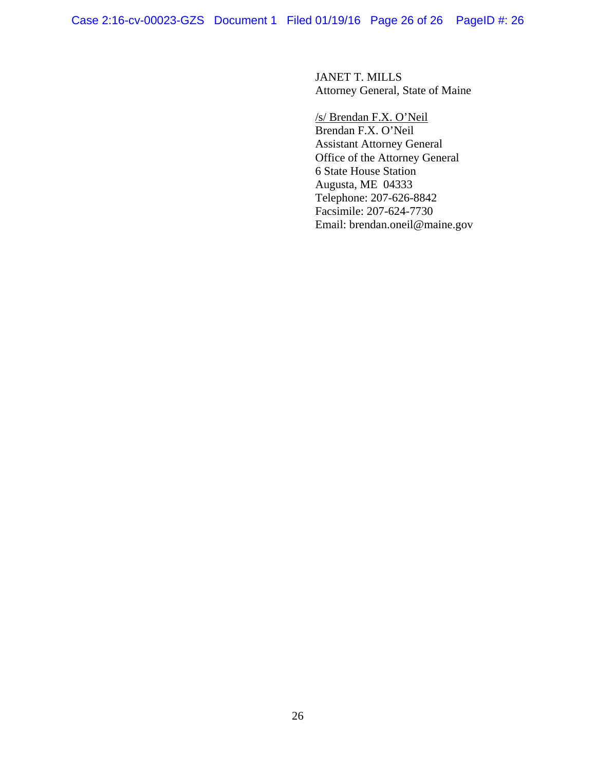JANET T. MILLS
Attorney General, State of Maine

/s/ Brendan F.X. O'Neil
Brendan F.X. O'Neil
Assistant Attorney General
Office of the Attorney General
6 State House Station
Augusta, ME 04333
Telephone: 207-626-8842
Facsimile: 207-624-7730
Email: brendan.oneil@maine.gov